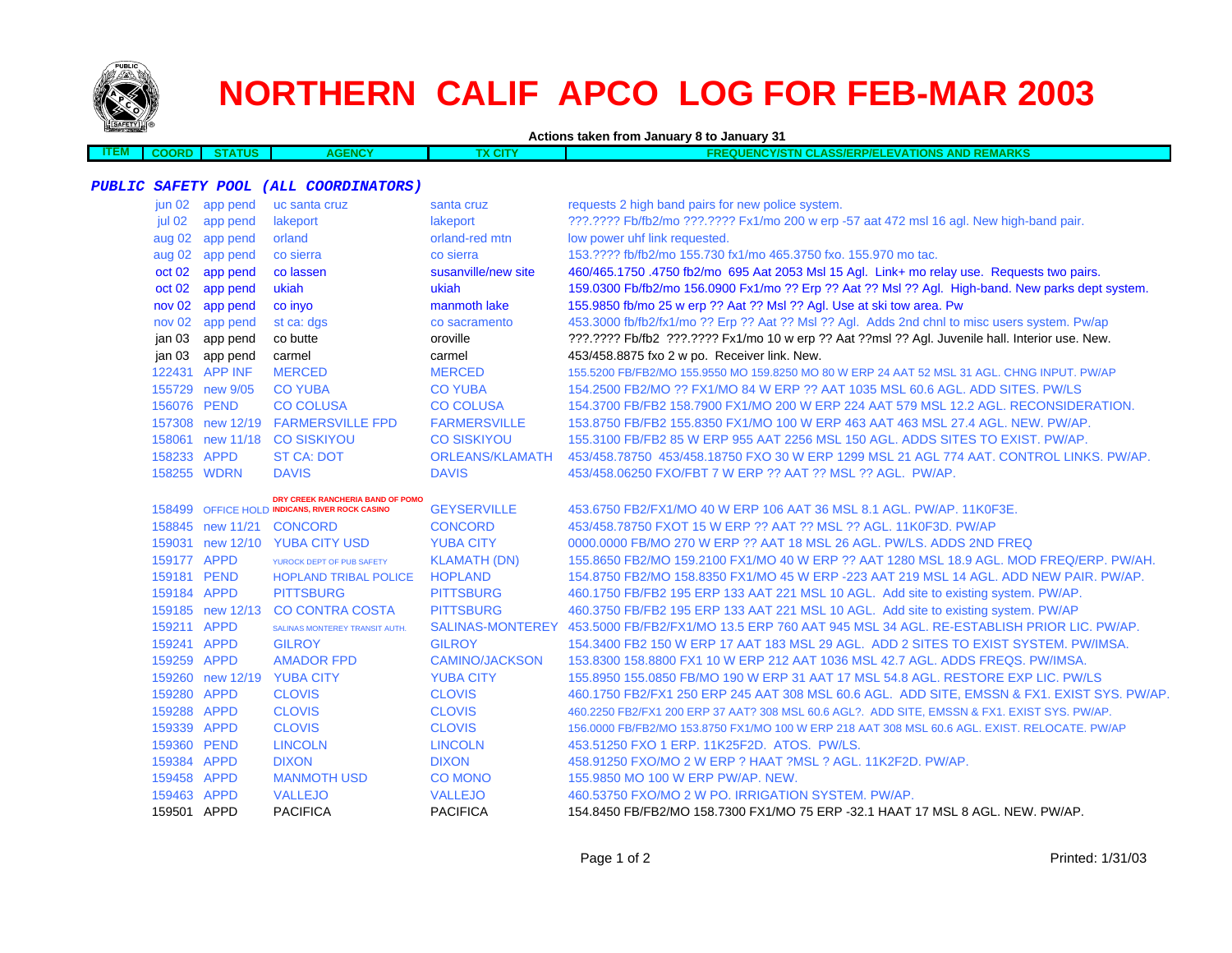# NORTHERN CALIF APCO LOG FOR FEB-MAR 2003

**Actions taken from January 8 to January 31**

| ITEM | COORD | STATUS | AGENCY | TX CITY | FREQUENCY/STN CLASS/ERP/ELEVATIONS AND REMARKS |
|---|---|---|---|---|---|

***PUBLIC SAFETY POOL (ALL COORDINATORS)***

| ITEM | COORD | STATUS | AGENCY | TX CITY | FREQUENCY/STN CLASS/ERP/ELEVATIONS AND REMARKS |
|---|---|---|---|---|---|
| | jun 02 | app pend | uc santa cruz | santa cruz | requests 2 high band pairs for new police system. |
| | jul 02 | app pend | lakeport | lakeport | ???.???? Fb/fb2/mo ???.???? Fx1/mo 200 w erp -57 aat 472 msl 16 agl. New high-band pair. |
| | aug 02 | app pend | orland | orland-red mtn | low power uhf link requested. |
| | aug 02 | app pend | co sierra | co sierra | 153.???? fb/fb2/mo 155.730 fx1/mo 465.3750 fxo. 155.970 mo tac. |
| | oct 02 | app pend | co lassen | susanville/new site | 460/465.1750 .4750 fb2/mo 695 Aat 2053 Msl 15 Agl. Link+ mo relay use. Requests two pairs. |
| | oct 02 | app pend | ukiah | ukiah | 159.0300 Fb/fb2/mo 156.0900 Fx1/mo ?? Erp ?? Aat ?? Msl ?? Agl. High-band. New parks dept system. |
| | nov 02 | app pend | co inyo | manmoth lake | 155.9850 fb/mo 25 w erp ?? Aat ?? Msl ?? Agl. Use at ski tow area. Pw |
| | nov 02 | app pend | st ca: dgs | co sacramento | 453.3000 fb/fb2/fx1/mo ?? Erp ?? Aat ?? Msl ?? Agl. Adds 2nd chnl to misc users system. Pw/ap |
| | jan 03 | app pend | co butte | oroville | ???.???? Fb/fb2 ???.???? Fx1/mo 10 w erp ?? Aat ??msl ?? Agl. Juvenile hall. Interior use. New. |
| | jan 03 | app pend | carmel | carmel | 453/458.8875 fxo 2 w po. Receiver link. New. |
| | 122431 | APP INF | MERCED | MERCED | 155.5200 FB/FB2/MO 155.9550 MO 159.8250 MO 80 W ERP 24 AAT 52 MSL 31 AGL. CHNG INPUT. PW/AP |
| | 155729 | new 9/05 | CO YUBA | CO YUBA | 154.2500 FB2/MO ?? FX1/MO 84 W ERP ?? AAT 1035 MSL 60.6 AGL. ADD SITES. PW/LS |
| | 156076 | PEND | CO COLUSA | CO COLUSA | 154.3700 FB/FB2 158.7900 FX1/MO 200 W ERP 224 AAT 579 MSL 12.2 AGL. RECONSIDERATION. |
| | 157308 | new 12/19 | FARMERSVILLE FPD | FARMERSVILLE | 153.8750 FB/FB2 155.8350 FX1/MO 100 W ERP 463 AAT 463 MSL 27.4 AGL. NEW. PW/AP. |
| | 158061 | new 11/18 | CO SISKIYOU | CO SISKIYOU | 155.3100 FB/FB2 85 W ERP 955 AAT 2256 MSL 150 AGL. ADDS SITES TO EXIST. PW/AP. |
| | 158233 | APPD | ST CA: DOT | ORLEANS/KLAMATH | 453/458.78750 453/458.18750 FXO 30 W ERP 1299 MSL 21 AGL 774 AAT. CONTROL LINKS. PW/AP. |
| | 158255 | WDRN | DAVIS | DAVIS | 453/458.06250 FXO/FBT 7 W ERP ?? AAT ?? MSL ?? AGL. PW/AP. |
| | 158499 | OFFICE HOLD | DRY CREEK RANCHERIA BAND OF POMO INDICANS, RIVER ROCK CASINO | GEYSERVILLE | 453.6750 FB2/FX1/MO 40 W ERP 106 AAT 36 MSL 8.1 AGL. PW/AP. 11K0F3E. |
| | 158845 | new 11/21 | CONCORD | CONCORD | 453/458.78750 FXOT 15 W ERP ?? AAT ?? MSL ?? AGL. 11K0F3D. PW/AP |
| | 159031 | new 12/10 | YUBA CITY USD | YUBA CITY | 0000.0000 FB/MO 270 W ERP ?? AAT 18 MSL 26 AGL. PW/LS. ADDS 2ND FREQ |
| | 159177 | APPD | YUROCK DEPT OF PUB SAFETY | KLAMATH (DN) | 155.8650 FB2/MO 159.2100 FX1/MO 40 W ERP ?? AAT 1280 MSL 18.9 AGL. MOD FREQ/ERP. PW/AH. |
| | 159181 | PEND | HOPLAND TRIBAL POLICE | HOPLAND | 154.8750 FB2/MO 158.8350 FX1/MO 45 W ERP -223 AAT 219 MSL 14 AGL. ADD NEW PAIR. PW/AP. |
| | 159184 | APPD | PITTSBURG | PITTSBURG | 460.1750 FB/FB2 195 ERP 133 AAT 221 MSL 10 AGL. Add site to existing system. PW/AP. |
| | 159185 | new 12/13 | CO CONTRA COSTA | PITTSBURG | 460.3750 FB/FB2 195 ERP 133 AAT 221 MSL 10 AGL. Add site to existing system. PW/AP |
| | 159211 | APPD | SALINAS MONTEREY TRANSIT AUTH. | SALINAS-MONTEREY | 453.5000 FB/FB2/FX1/MO 13.5 ERP 760 AAT 945 MSL 34 AGL. RE-ESTABLISH PRIOR LIC. PW/AP. |
| | 159241 | APPD | GILROY | GILROY | 154.3400 FB2 150 W ERP 17 AAT 183 MSL 29 AGL. ADD 2 SITES TO EXIST SYSTEM. PW/IMSA. |
| | 159259 | APPD | AMADOR FPD | CAMINO/JACKSON | 153.8300 158.8800 FX1 10 W ERP 212 AAT 1036 MSL 42.7 AGL. ADDS FREQS. PW/IMSA. |
| | 159260 | new 12/19 | YUBA CITY | YUBA CITY | 155.8950 155.0850 FB/MO 190 W ERP 31 AAT 17 MSL 54.8 AGL. RESTORE EXP LIC. PW/LS |
| | 159280 | APPD | CLOVIS | CLOVIS | 460.1750 FB2/FX1 250 ERP 245 AAT 308 MSL 60.6 AGL. ADD SITE, EMSSN & FX1. EXIST SYS. PW/AP. |
| | 159288 | APPD | CLOVIS | CLOVIS | 460.2250 FB2/FX1 200 ERP 37 AAT? 308 MSL 60.6 AGL?. ADD SITE, EMSSN & FX1. EXIST SYS. PW/AP. |
| | 159339 | APPD | CLOVIS | CLOVIS | 156.0000 FB/FB2/MO 153.8750 FX1/MO 100 W ERP 218 AAT 308 MSL 60.6 AGL. EXIST. RELOCATE. PW/AP |
| | 159360 | PEND | LINCOLN | LINCOLN | 453.51250 FXO 1 ERP. 11K25F2D. ATOS. PW/LS. |
| | 159384 | APPD | DIXON | DIXON | 458.91250 FXO/MO 2 W ERP ? HAAT ?MSL ? AGL. 11K2F2D. PW/AP. |
| | 159458 | APPD | MANMOTH USD | CO MONO | 155.9850 MO 100 W ERP PW/AP. NEW. |
| | 159463 | APPD | VALLEJO | VALLEJO | 460.53750 FXO/MO 2 W PO. IRRIGATION SYSTEM. PW/AP. |
| | 159501 | APPD | PACIFICA | PACIFICA | 154.8450 FB/FB2/MO 158.7300 FX1/MO 75 ERP -32.1 HAAT 17 MSL 8 AGL. NEW. PW/AP. |

Printed: 1/31/03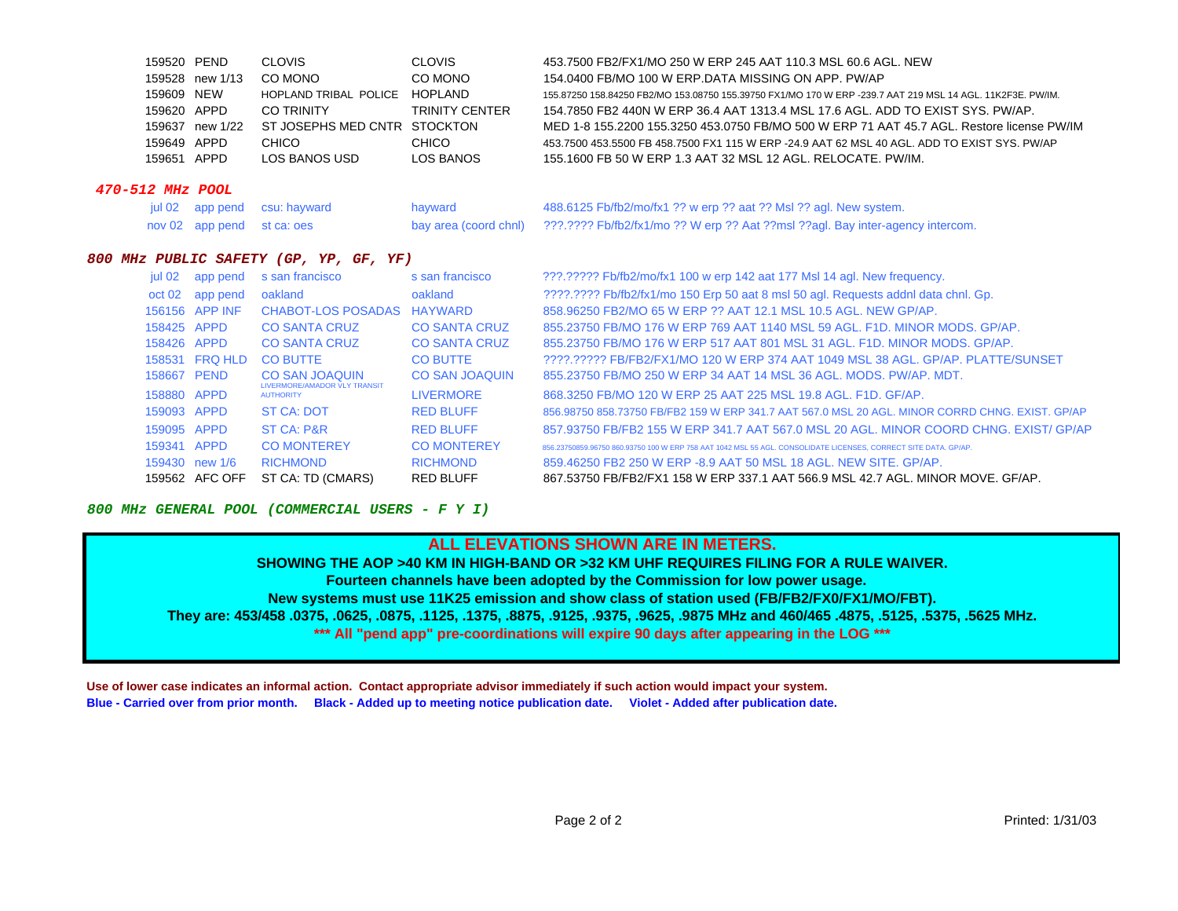| | | | | |
|---|---|---|---|---|
| 159520 | PEND | CLOVIS | CLOVIS | 453.7500 FB2/FX1/MO 250 W ERP 245 AAT 110.3 MSL 60.6 AGL. NEW |
| 159528 | new 1/13 | CO MONO | CO MONO | 154.0400 FB/MO 100 W ERP.DATA MISSING ON APP. PW/AP |
| 159609 | NEW | HOPLAND TRIBAL POLICE | HOPLAND | 155.87250 158.84250 FB2/MO 153.08750 155.39750 FX1/MO 170 W ERP -239.7 AAT 219 MSL 14 AGL. 11K2F3E. PW/IM. |
| 159620 | APPD | CO TRINITY | TRINITY CENTER | 154.7850 FB2 440N W ERP 36.4 AAT 1313.4 MSL 17.6 AGL. ADD TO EXIST SYS. PW/AP. |
| 159637 | new 1/22 | ST JOSEPHS MED CNTR | STOCKTON | MED 1-8 155.2200 155.3250 453.0750 FB/MO 500 W ERP 71 AAT 45.7 AGL. Restore license PW/IM |
| 159649 | APPD | CHICO | CHICO | 453.7500 453.5500 FB 458.7500 FX1 115 W ERP -24.9 AAT 62 MSL 40 AGL. ADD TO EXIST SYS. PW/AP |
| 159651 | APPD | LOS BANOS USD | LOS BANOS | 155.1600 FB 50 W ERP 1.3 AAT 32 MSL 12 AGL. RELOCATE. PW/IM. |

### *470-512 MHz POOL*

| | | | | |
|---|---|---|---|---|
| jul 02 | app pend | csu: hayward | hayward | 488.6125 Fb/fb2/mo/fx1 ?? w erp ?? aat ?? Msl ?? agl. New system. |
| nov 02 | app pend | st ca: oes | bay area (coord chnl) | ???.???? Fb/fb2/fx1/mo ?? W erp ?? Aat ??msl ??agl. Bay inter-agency intercom. |

### *800 MHz PUBLIC SAFETY (GP, YP, GF, YF)*

| | | | | |
|---|---|---|---|---|
| jul 02 | app pend | s san francisco | s san francisco | ???.????? Fb/fb2/mo/fx1 100 w erp 142 aat 177 Msl 14 agl. New frequency. |
| oct 02 | app pend | oakland | oakland | ????.???? Fb/fb2/fx1/mo 150 Erp 50 aat 8 msl 50 agl. Requests addnl data chnl. Gp. |
| 156156 | APP INF | CHABOT-LOS POSADAS | HAYWARD | 858.96250 FB2/MO 65 W ERP ?? AAT 12.1 MSL 10.5 AGL. NEW GP/AP. |
| 158425 | APPD | CO SANTA CRUZ | CO SANTA CRUZ | 855.23750 FB/MO 176 W ERP 769 AAT 1140 MSL 59 AGL. F1D. MINOR MODS. GP/AP. |
| 158426 | APPD | CO SANTA CRUZ | CO SANTA CRUZ | 855.23750 FB/MO 176 W ERP 517 AAT 801 MSL 31 AGL. F1D. MINOR MODS. GP/AP. |
| 158531 | FRQ HLD | CO BUTTE | CO BUTTE | ????.????? FB/FB2/FX1/MO 120 W ERP 374 AAT 1049 MSL 38 AGL. GP/AP. PLATTE/SUNSET |
| 158667 | PEND | CO SAN JOAQUIN | CO SAN JOAQUIN | 855.23750 FB/MO 250 W ERP 34 AAT 14 MSL 36 AGL. MODS. PW/AP. MDT. |
| 158880 | APPD | LIVERMORE/AMADOR VLY TRANSIT AUTHORITY | LIVERMORE | 868.3250 FB/MO 120 W ERP 25 AAT 225 MSL 19.8 AGL. F1D. GF/AP. |
| 159093 | APPD | ST CA: DOT | RED BLUFF | 856.98750 858.73750 FB/FB2 159 W ERP 341.7 AAT 567.0 MSL 20 AGL. MINOR CORRD CHNG. EXIST. GP/AP |
| 159095 | APPD | ST CA: P&R | RED BLUFF | 857.93750 FB/FB2 155 W ERP 341.7 AAT 567.0 MSL 20 AGL. MINOR COORD CHNG. EXIST/ GP/AP |
| 159341 | APPD | CO MONTEREY | CO MONTEREY | 856.23750859.96750 860.93750 100 W ERP 758 AAT 1042 MSL 55 AGL. CONSOLIDATE LICENSES, CORRECT SITE DATA. GP/AP. |
| 159430 | new 1/6 | RICHMOND | RICHMOND | 859.46250 FB2 250 W ERP -8.9 AAT 50 MSL 18 AGL. NEW SITE. GP/AP. |
| 159562 | AFC OFF | ST CA: TD (CMARS) | RED BLUFF | 867.53750 FB/FB2/FX1 158 W ERP 337.1 AAT 566.9 MSL 42.7 AGL. MINOR MOVE. GF/AP. |

### *800 MHz GENERAL POOL (COMMERCIAL USERS - F Y I)*

**ALL ELEVATIONS SHOWN ARE IN METERS.**

**SHOWING THE AOP >40 KM IN HIGH-BAND OR >32 KM UHF REQUIRES FILING FOR A RULE WAIVER.**

**Fourteen channels have been adopted by the Commission for low power usage.**

**New systems must use 11K25 emission and show class of station used (FB/FB2/FX0/FX1/MO/FBT).**

**They are: 453/458 .0375, .0625, .0875, .1125, .1375, .8875, .9125, .9375, .9625, .9875 MHz and 460/465 .4875, .5125, .5375, .5625 MHz.**

**\*\*\* All "pend app" pre-coordinations will expire 90 days after appearing in the LOG \*\*\***

**Use of lower case indicates an informal action. Contact appropriate advisor immediately if such action would impact your system.**

**Blue - Carried over from prior month. Black - Added up to meeting notice publication date. Violet - Added after publication date.**

Printed: 1/31/03